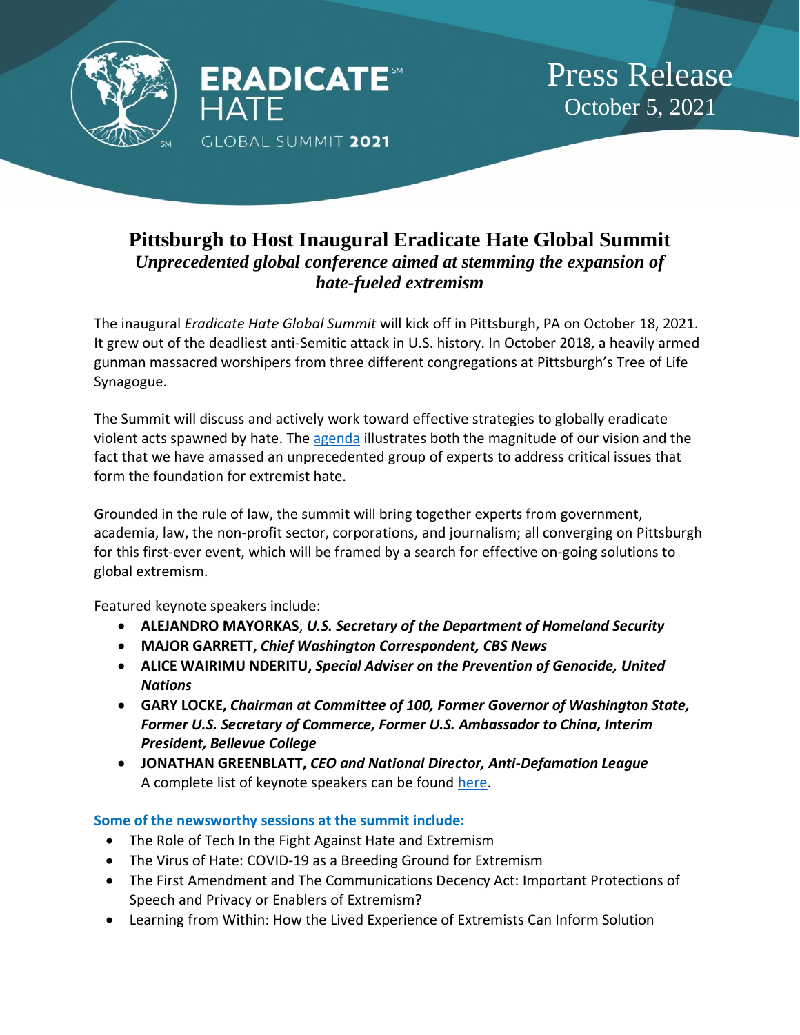ERADICATE[SM] HATE
GLOBAL SUMMIT **2021**

Press Release
October 5, 2021

# Pittsburgh to Host Inaugural Eradicate Hate Global Summit
## *Unprecedented global conference aimed at stemming the expansion of hate-fueled extremism*

The inaugural *Eradicate Hate Global Summit* will kick off in Pittsburgh, PA on October 18, 2021. It grew out of the deadliest anti-Semitic attack in U.S. history. In October 2018, a heavily armed gunman massacred worshipers from three different congregations at Pittsburgh's Tree of Life Synagogue.

The Summit will discuss and actively work toward effective strategies to globally eradicate violent acts spawned by hate. The agenda illustrates both the magnitude of our vision and the fact that we have amassed an unprecedented group of experts to address critical issues that form the foundation for extremist hate.

Grounded in the rule of law, the summit will bring together experts from government, academia, law, the non-profit sector, corporations, and journalism; all converging on Pittsburgh for this first-ever event, which will be framed by a search for effective on-going solutions to global extremism.

Featured keynote speakers include:

- **ALEJANDRO MAYORKAS**, ***U.S. Secretary of the Department of Homeland Security***
- **MAJOR GARRETT, *Chief Washington Correspondent, CBS News***
- **ALICE WAIRIMU NDERITU, *Special Adviser on the Prevention of Genocide, United Nations***
- **GARY LOCKE, *Chairman at Committee of 100, Former Governor of Washington State, Former U.S. Secretary of Commerce, Former U.S. Ambassador to China, Interim President, Bellevue College***
- **JONATHAN GREENBLATT, *CEO and National Director, Anti-Defamation League***

  A complete list of keynote speakers can be found here.

### Some of the newsworthy sessions at the summit include:

- The Role of Tech In the Fight Against Hate and Extremism
- The Virus of Hate: COVID-19 as a Breeding Ground for Extremism
- The First Amendment and The Communications Decency Act: Important Protections of Speech and Privacy or Enablers of Extremism?
- Learning from Within: How the Lived Experience of Extremists Can Inform Solution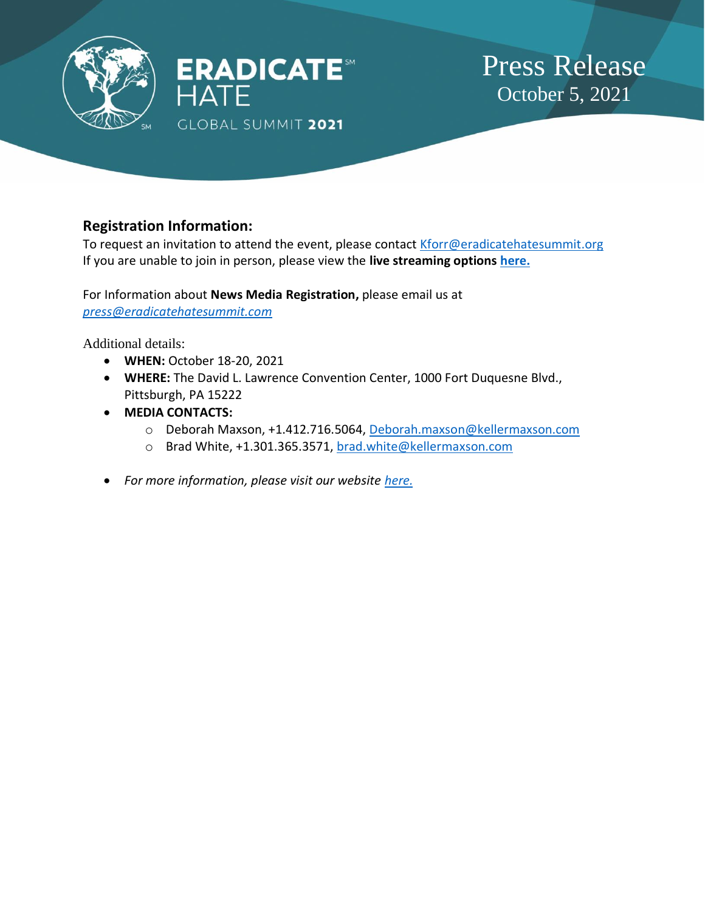ERADICATE HATE

GLOBAL SUMMIT 2021

Press Release
October 5, 2021

## Registration Information:

To request an invitation to attend the event, please contact Kforr@eradicatehatesummit.org
If you are unable to join in person, please view the **live streaming options** **here.**

For Information about **News Media Registration,** please email us at
*press@eradicatehatesummit.com*

Additional details:

- **WHEN:** October 18-20, 2021
- **WHERE:** The David L. Lawrence Convention Center, 1000 Fort Duquesne Blvd., Pittsburgh, PA 15222
- **MEDIA CONTACTS:**
  - Deborah Maxson, +1.412.716.5064, Deborah.maxson@kellermaxson.com
  - Brad White, +1.301.365.3571, brad.white@kellermaxson.com
- *For more information, please visit our website here.*